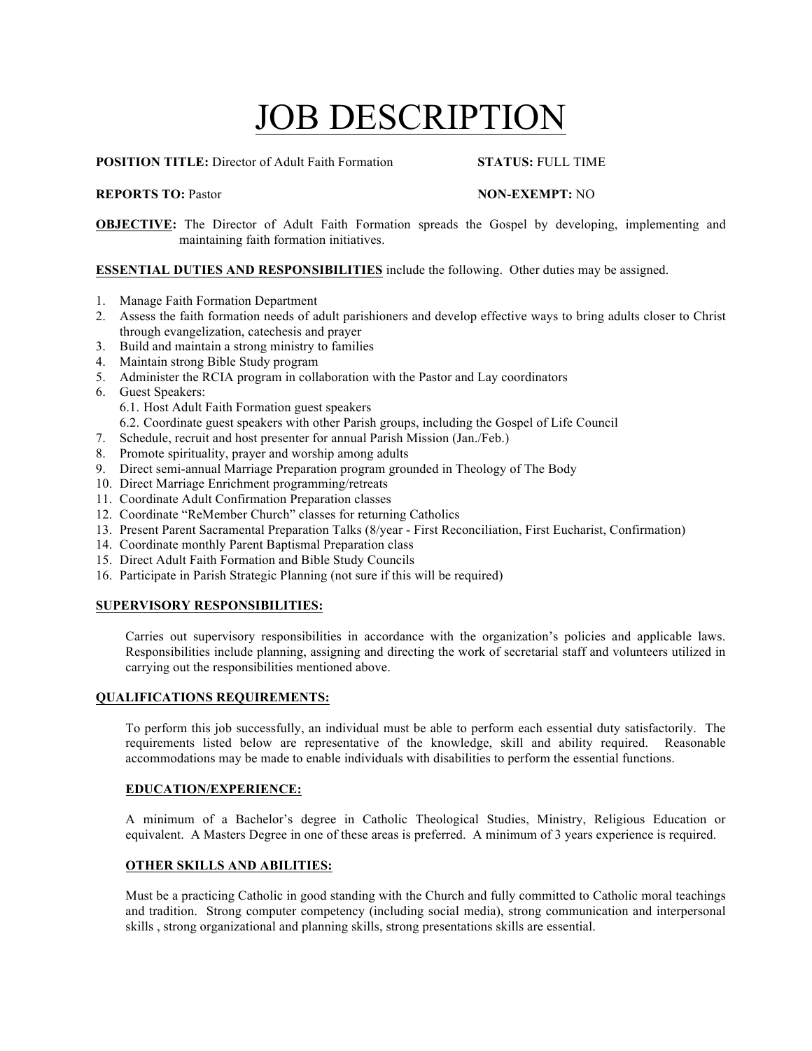# JOB DESCRIPTION

**POSITION TITLE:** Director of Adult Faith Formation **STATUS:** FULL TIME

**REPORTS TO:** Pastor **NON-EXEMPT:** NO

**OBJECTIVE:** The Director of Adult Faith Formation spreads the Gospel by developing, implementing and maintaining faith formation initiatives.

**ESSENTIAL DUTIES AND RESPONSIBILITIES** include the following. Other duties may be assigned.

1. Manage Faith Formation Department
2. Assess the faith formation needs of adult parishioners and develop effective ways to bring adults closer to Christ through evangelization, catechesis and prayer
3. Build and maintain a strong ministry to families
4. Maintain strong Bible Study program
5. Administer the RCIA program in collaboration with the Pastor and Lay coordinators
6. Guest Speakers:
   6.1. Host Adult Faith Formation guest speakers
   6.2. Coordinate guest speakers with other Parish groups, including the Gospel of Life Council
7. Schedule, recruit and host presenter for annual Parish Mission (Jan./Feb.)
8. Promote spirituality, prayer and worship among adults
9. Direct semi-annual Marriage Preparation program grounded in Theology of The Body
10. Direct Marriage Enrichment programming/retreats
11. Coordinate Adult Confirmation Preparation classes
12. Coordinate "ReMember Church" classes for returning Catholics
13. Present Parent Sacramental Preparation Talks (8/year - First Reconciliation, First Eucharist, Confirmation)
14. Coordinate monthly Parent Baptismal Preparation class
15. Direct Adult Faith Formation and Bible Study Councils
16. Participate in Parish Strategic Planning (not sure if this will be required)

**SUPERVISORY RESPONSIBILITIES:**

Carries out supervisory responsibilities in accordance with the organization's policies and applicable laws. Responsibilities include planning, assigning and directing the work of secretarial staff and volunteers utilized in carrying out the responsibilities mentioned above.

**QUALIFICATIONS REQUIREMENTS:**

To perform this job successfully, an individual must be able to perform each essential duty satisfactorily. The requirements listed below are representative of the knowledge, skill and ability required. Reasonable accommodations may be made to enable individuals with disabilities to perform the essential functions.

**EDUCATION/EXPERIENCE:**

A minimum of a Bachelor's degree in Catholic Theological Studies, Ministry, Religious Education or equivalent. A Masters Degree in one of these areas is preferred. A minimum of 3 years experience is required.

**OTHER SKILLS AND ABILITIES:**

Must be a practicing Catholic in good standing with the Church and fully committed to Catholic moral teachings and tradition. Strong computer competency (including social media), strong communication and interpersonal skills , strong organizational and planning skills, strong presentations skills are essential.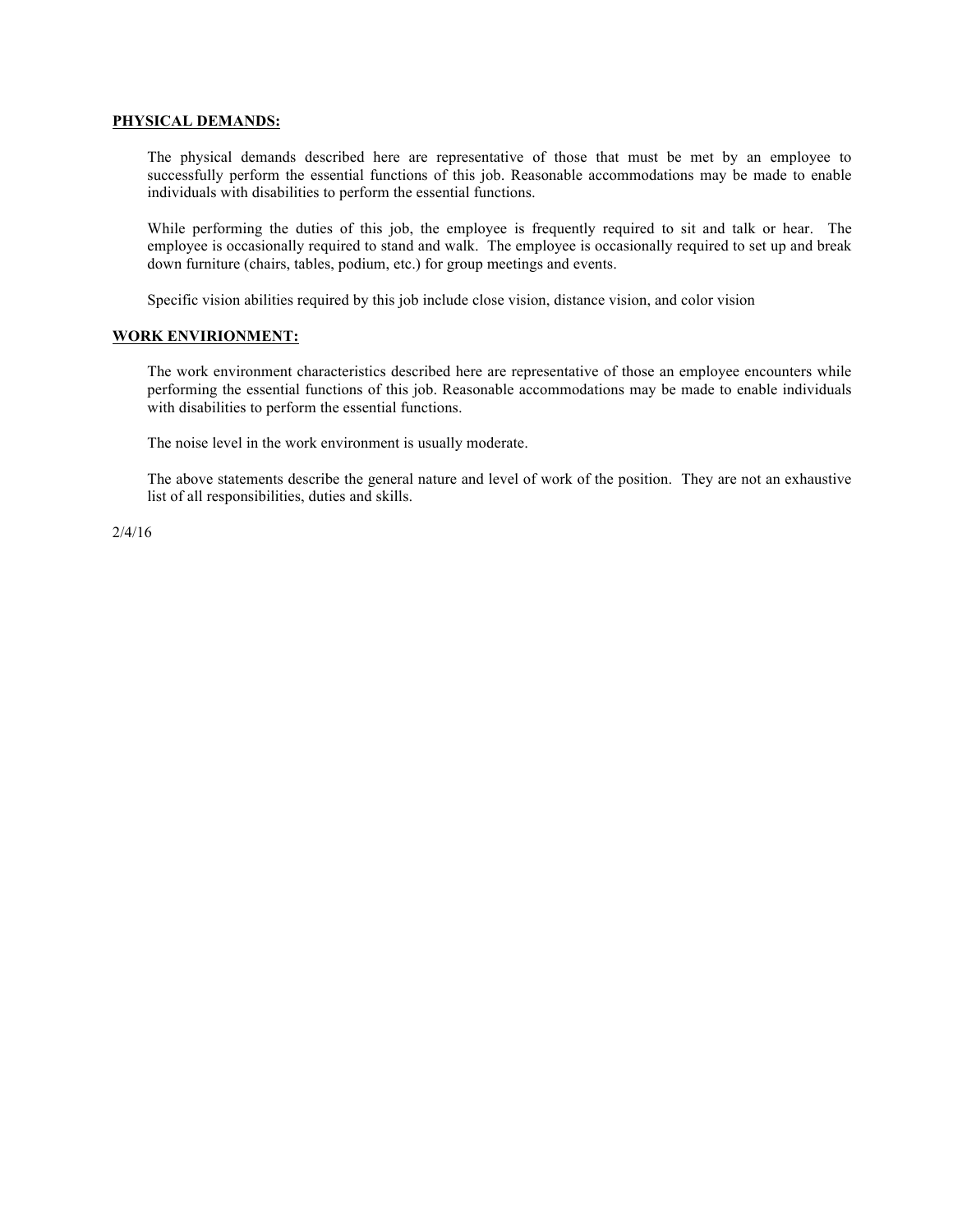**PHYSICAL DEMANDS:**

The physical demands described here are representative of those that must be met by an employee to successfully perform the essential functions of this job. Reasonable accommodations may be made to enable individuals with disabilities to perform the essential functions.

While performing the duties of this job, the employee is frequently required to sit and talk or hear. The employee is occasionally required to stand and walk. The employee is occasionally required to set up and break down furniture (chairs, tables, podium, etc.) for group meetings and events.

Specific vision abilities required by this job include close vision, distance vision, and color vision

**WORK ENVIRIONMENT:**

The work environment characteristics described here are representative of those an employee encounters while performing the essential functions of this job. Reasonable accommodations may be made to enable individuals with disabilities to perform the essential functions.

The noise level in the work environment is usually moderate.

The above statements describe the general nature and level of work of the position. They are not an exhaustive list of all responsibilities, duties and skills.

2/4/16